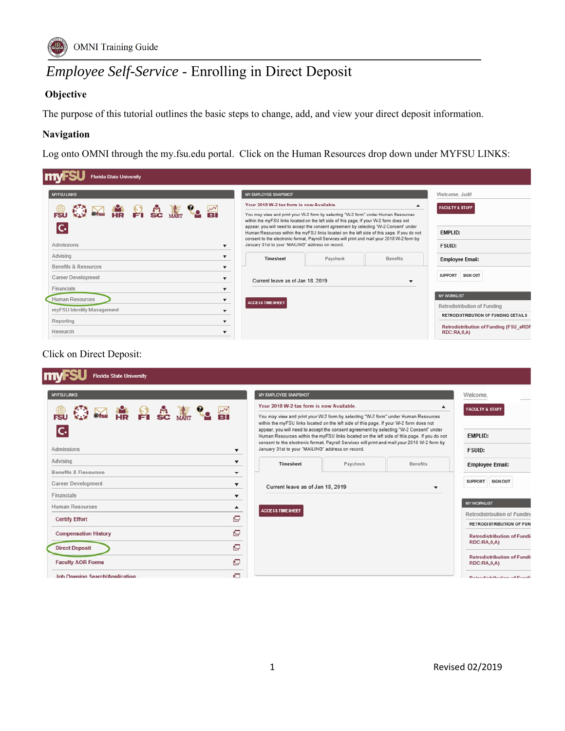# *Employee Self-Service* - Enrolling in Direct Deposit

### Objective

The purpose of this tutorial outlines the basic steps to change, add, and view your direct deposit information.

### Navigation

Log onto OMNI through the my.fsu.edu portal. Click on the Human Resources drop down under MYFSU LINKS:

Click on Direct Deposit: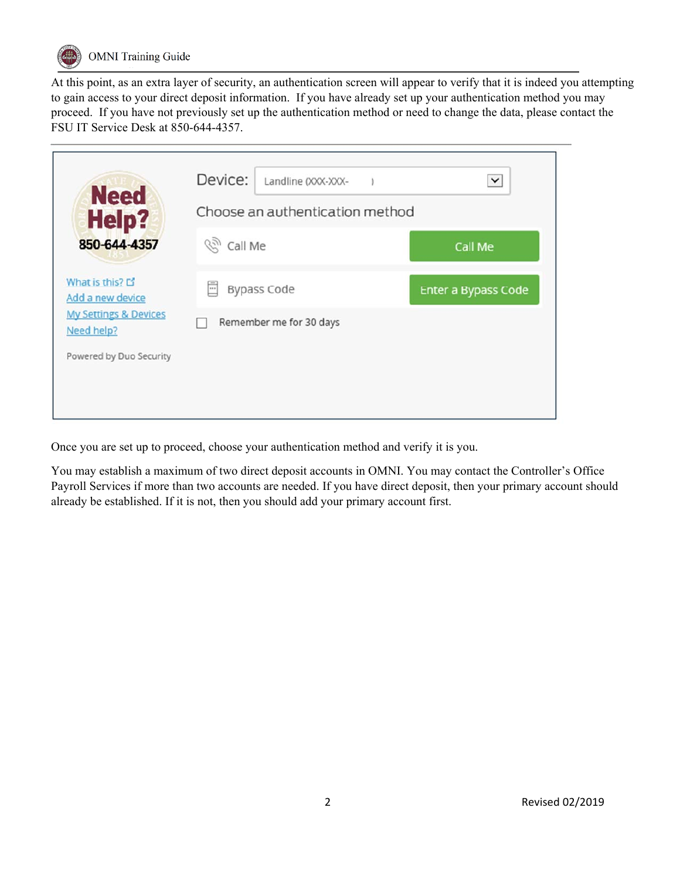At this point, as an extra layer of security, an authentication screen will appear to verify that it is indeed you attempting to gain access to your direct deposit information. If you have already set up your authentication method you may proceed. If you have not previously set up the authentication method or need to change the data, please contact the FSU IT Service Desk at 850-644-4357.

Need Help?
850-644-4357

Device: Landline (XXX-XXX- )

Choose an authentication method

| | |
|---|---|
| Call Me | Call Me |
| Bypass Code | Enter a Bypass Code |

☐ Remember me for 30 days

What is this?
Add a new device
My Settings & Devices
Need help?

Powered by Duo Security

Once you are set up to proceed, choose your authentication method and verify it is you.

You may establish a maximum of two direct deposit accounts in OMNI. You may contact the Controller's Office Payroll Services if more than two accounts are needed. If you have direct deposit, then your primary account should already be established. If it is not, then you should add your primary account first.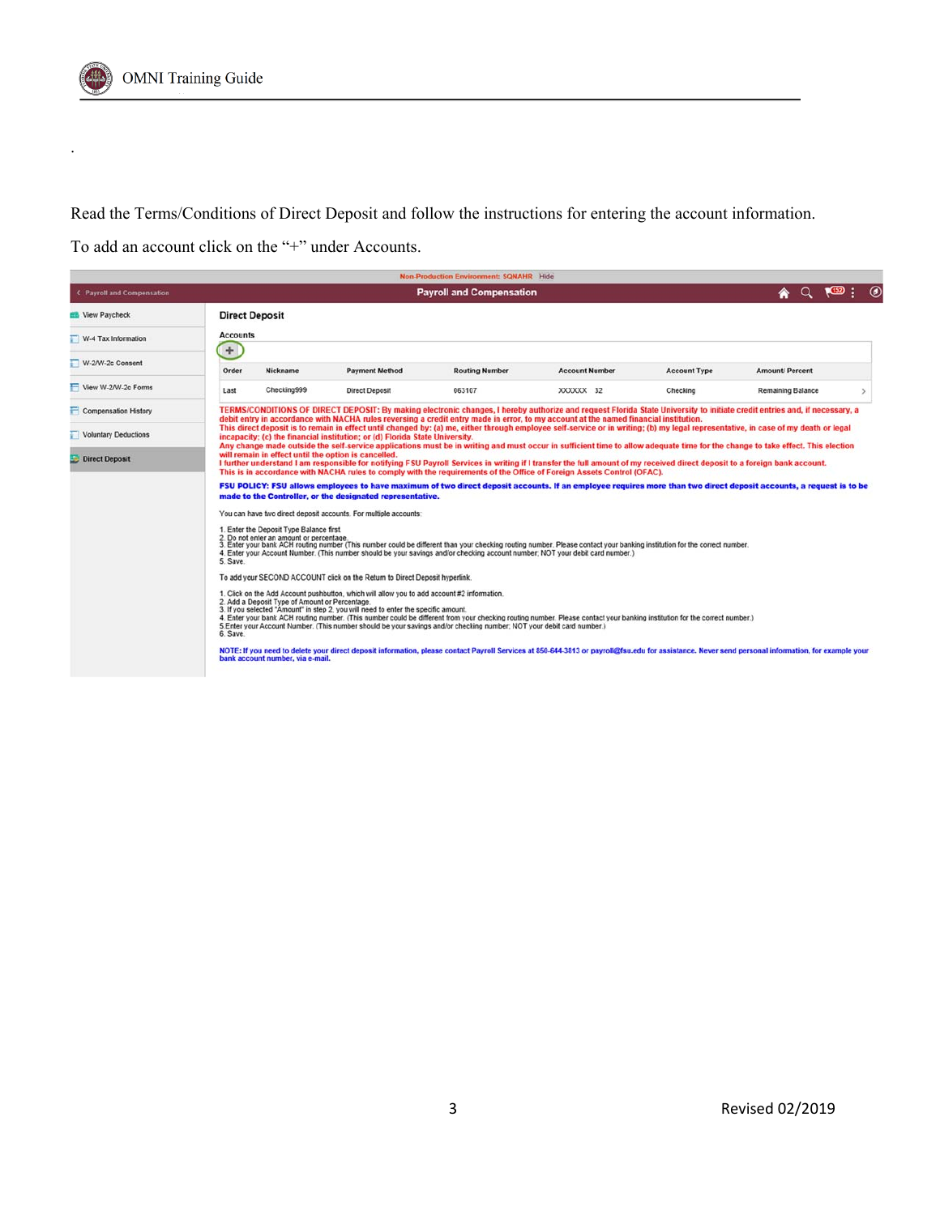.

Read the Terms/Conditions of Direct Deposit and follow the instructions for entering the account information.

To add an account click on the "+" under Accounts.

Non Production Environment: SQNAHR Hide

Payroll and Compensation

Payroll and Compensation

- View Paycheck
- W-4 Tax Information
- W-2/W-2c Consent
- View W-2/W-2c Forms
- Compensation History
- Voluntary Deductions
- Direct Deposit

**Direct Deposit**

Accounts

+

| Order | Nickname | Payment Method | Routing Number | Account Number | Account Type | Amount/ Percent |
|---|---|---|---|---|---|---|
| Last | Checking999 | Direct Deposit | 063107 | XXXXXX 32 | Checking | Remaining Balance |

TERMS/CONDITIONS OF DIRECT DEPOSIT: By making electronic changes, I hereby authorize and request Florida State University to initiate credit entries and, if necessary, a debit entry in accordance with NACHA rules reversing a credit entry made in error, to my account at the named financial institution.
This direct deposit is to remain in effect until changed by: (a) me, either through employee self-service or in writing; (b) my legal representative, in case of my death or legal incapacity; (c) the financial institution; or (d) Florida State University.
Any change made outside the self-service applications must be in writing and must occur in sufficient time to allow adequate time for the change to take effect. This election will remain in effect until the option is cancelled.
I further understand I am responsible for notifying FSU Payroll Services in writing if I transfer the full amount of my received direct deposit to a foreign bank account.
This is in accordance with NACHA rules to comply with the requirements of the Office of Foreign Assets Control (OFAC).

**FSU POLICY: FSU allows employees to have maximum of two direct deposit accounts. If an employee requires more than two direct deposit accounts, a request is to be made to the Controller, or the designated representative.**

You can have two direct deposit accounts. For multiple accounts:

1. Enter the Deposit Type Balance first.
2. Do not enter an amount or percentage.
3. Enter your bank ACH routing number (This number could be different than your checking routing number. Please contact your banking institution for the correct number.
4. Enter your Account Number. (This number should be your savings and/or checking account number; NOT your debit card number.)
5. Save.

To add your SECOND ACCOUNT click on the Return to Direct Deposit hyperlink.

1. Click on the Add Account pushbutton, which will allow you to add account #2 information.
2. Add a Deposit Type of Amount or Percentage.
3. If you selected "Amount" in step 2, you will need to enter the specific amount.
4. Enter your bank ACH routing number. (This number could be different from your checking routing number. Please contact your banking institution for the correct number.)
5. Enter your Account Number. (This number should be your savings and/or checking number; NOT your debit card number.)
6. Save.

NOTE: If you need to delete your direct deposit information, please contact Payroll Services at 850-644-3813 or payroll@fsu.edu for assistance. Never send personal information, for example your bank account number, via e-mail.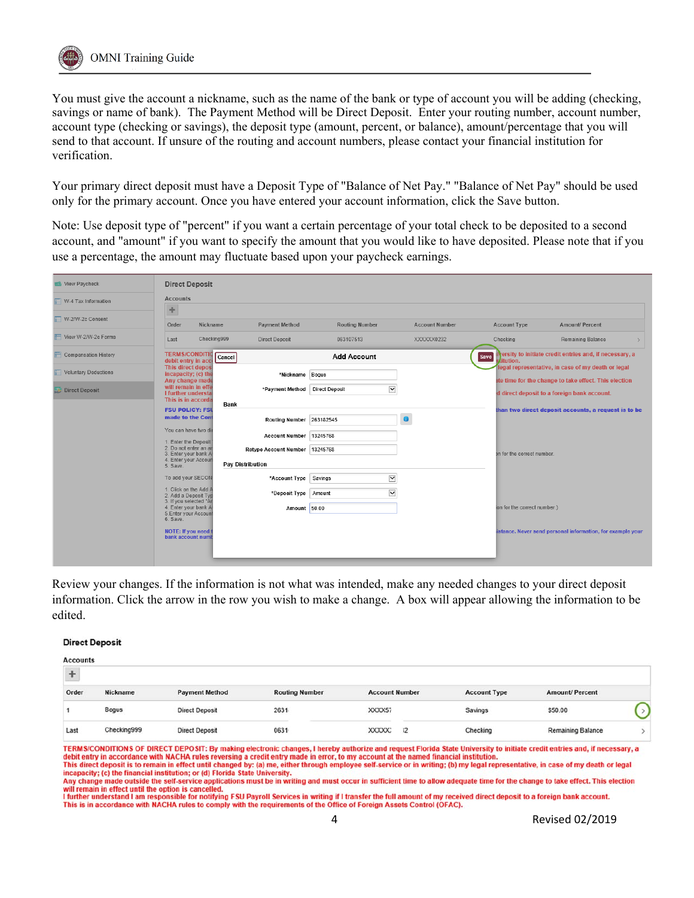You must give the account a nickname, such as the name of the bank or type of account you will be adding (checking, savings or name of bank). The Payment Method will be Direct Deposit. Enter your routing number, account number, account type (checking or savings), the deposit type (amount, percent, or balance), amount/percentage that you will send to that account. If unsure of the routing and account numbers, please contact your financial institution for verification.

Your primary direct deposit must have a Deposit Type of "Balance of Net Pay." "Balance of Net Pay" should be used only for the primary account. Once you have entered your account information, click the Save button.

Note: Use deposit type of "percent" if you want a certain percentage of your total check to be deposited to a second account, and "amount" if you want to specify the amount that you would like to have deposited. Please note that if you use a percentage, the amount may fluctuate based upon your paycheck earnings.

Review your changes. If the information is not what was intended, make any needed changes to your direct deposit information. Click the arrow in the row you wish to make a change. A box will appear allowing the information to be edited.

**Direct Deposit**

**Accounts**

| Order | Nickname | Payment Method | Routing Number | Account Number | Account Type | Amount/ Percent |
|---|---|---|---|---|---|---|
| 1 | Bogus | Direct Deposit | 2631 | XXXX57 | Savings | $50.00 |
| Last | Checking999 | Direct Deposit | 0631 | XXXXX 2 | Checking | Remaining Balance |

TERMS/CONDITIONS OF DIRECT DEPOSIT: By making electronic changes, I hereby authorize and request Florida State University to initiate credit entries and, if necessary, a debit entry in accordance with NACHA rules reversing a credit entry made in error, to my account at the named financial institution.
This direct deposit is to remain in effect until changed by: (a) me, either through employee self-service or in writing; (b) my legal representative, in case of my death or legal incapacity; (c) the financial institution; or (d) Florida State University.
Any change made outside the self-service applications must be in writing and must occur in sufficient time to allow adequate time for the change to take effect. This election will remain in effect until the option is cancelled.
I further understand I am responsible for notifying FSU Payroll Services in writing if I transfer the full amount of my received direct deposit to a foreign bank account.
This is in accordance with NACHA rules to comply with the requirements of the Office of Foreign Assets Control (OFAC).

Revised 02/2019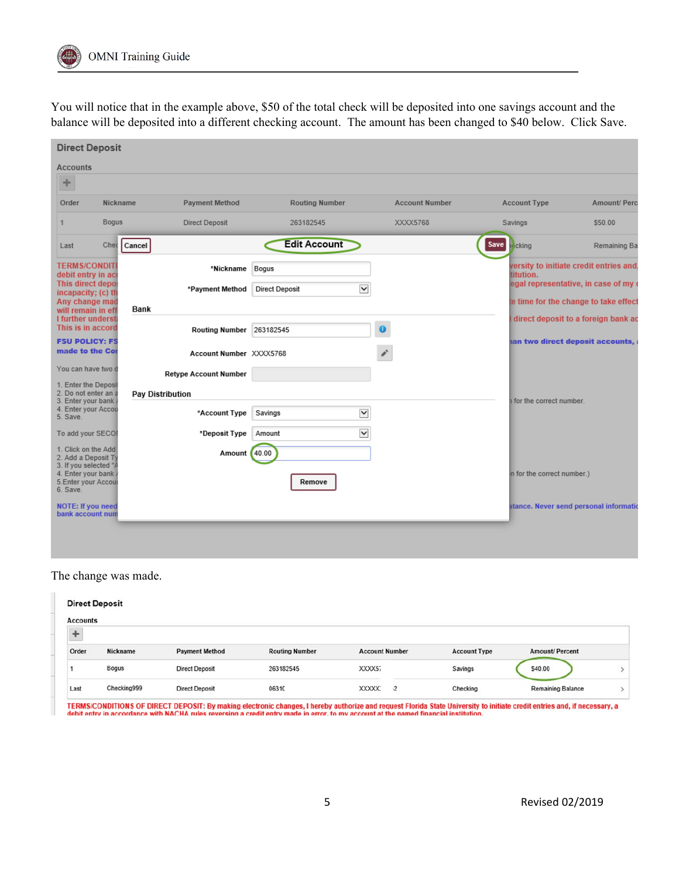You will notice that in the example above, $50 of the total check will be deposited into one savings account and the balance will be deposited into a different checking account. The amount has been changed to $40 below. Click Save.

**Direct Deposit**

Accounts

| Order | Nickname | Payment Method | Routing Number | Account Number | Account Type | Amount/ Perc |
|---|---|---|---|---|---|---|
| 1 | Bogus | Direct Deposit | 263182545 | XXXX5768 | Savings | $50.00 |
| Last | Che | | | | ecking | Remaining Ba |

**Edit Account** — Cancel — Save

- *Nickname: Bogus
- *Payment Method: Direct Deposit

Bank

- Routing Number: 263182545
- Account Number: XXXX5768
- Retype Account Number:

Pay Distribution

- *Account Type: Savings
- *Deposit Type: Amount
- Amount: 40.00

Remove

The change was made.

**Direct Deposit**

Accounts

| Order | Nickname | Payment Method | Routing Number | Account Number | Account Type | Amount/ Percent |
|---|---|---|---|---|---|---|
| 1 | Bogus | Direct Deposit | 263182545 | XXXX5 | Savings | $40.00 |
| Last | Checking999 | Direct Deposit | 0631C | XXXXC 2 | Checking | Remaining Balance |

TERMS/CONDITIONS OF DIRECT DEPOSIT: By making electronic changes, I hereby authorize and request Florida State University to initiate credit entries and, if necessary, a debit entry in accordance with NACHA rules reversing a credit entry made in error, to my account at the named financial institution.

Revised 02/2019